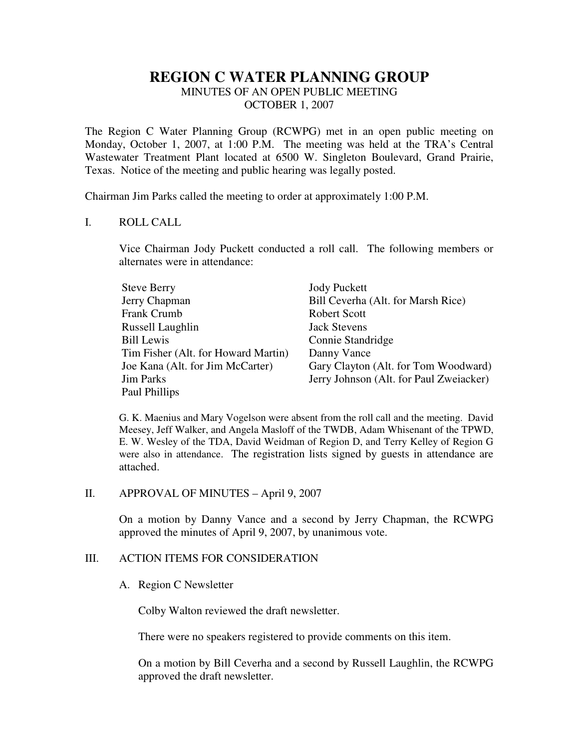# REGION C WATER PLANNING GROUP

MINUTES OF AN OPEN PUBLIC MEETING
OCTOBER 1, 2007

The Region C Water Planning Group (RCWPG) met in an open public meeting on Monday, October 1, 2007, at 1:00 P.M. The meeting was held at the TRA's Central Wastewater Treatment Plant located at 6500 W. Singleton Boulevard, Grand Prairie, Texas. Notice of the meeting and public hearing was legally posted.

Chairman Jim Parks called the meeting to order at approximately 1:00 P.M.

## I. ROLL CALL

Vice Chairman Jody Puckett conducted a roll call. The following members or alternates were in attendance:

- Steve Berry
- Jerry Chapman
- Frank Crumb
- Russell Laughlin
- Bill Lewis
- Tim Fisher (Alt. for Howard Martin)
- Joe Kana (Alt. for Jim McCarter)
- Jim Parks
- Paul Phillips
- Jody Puckett
- Bill Ceverha (Alt. for Marsh Rice)
- Robert Scott
- Jack Stevens
- Connie Standridge
- Danny Vance
- Gary Clayton (Alt. for Tom Woodward)
- Jerry Johnson (Alt. for Paul Zweiacker)

G. K. Maenius and Mary Vogelson were absent from the roll call and the meeting. David Meesey, Jeff Walker, and Angela Masloff of the TWDB, Adam Whisenant of the TPWD, E. W. Wesley of the TDA, David Weidman of Region D, and Terry Kelley of Region G were also in attendance. The registration lists signed by guests in attendance are attached.

## II. APPROVAL OF MINUTES – April 9, 2007

On a motion by Danny Vance and a second by Jerry Chapman, the RCWPG approved the minutes of April 9, 2007, by unanimous vote.

## III. ACTION ITEMS FOR CONSIDERATION

### A. Region C Newsletter

Colby Walton reviewed the draft newsletter.

There were no speakers registered to provide comments on this item.

On a motion by Bill Ceverha and a second by Russell Laughlin, the RCWPG approved the draft newsletter.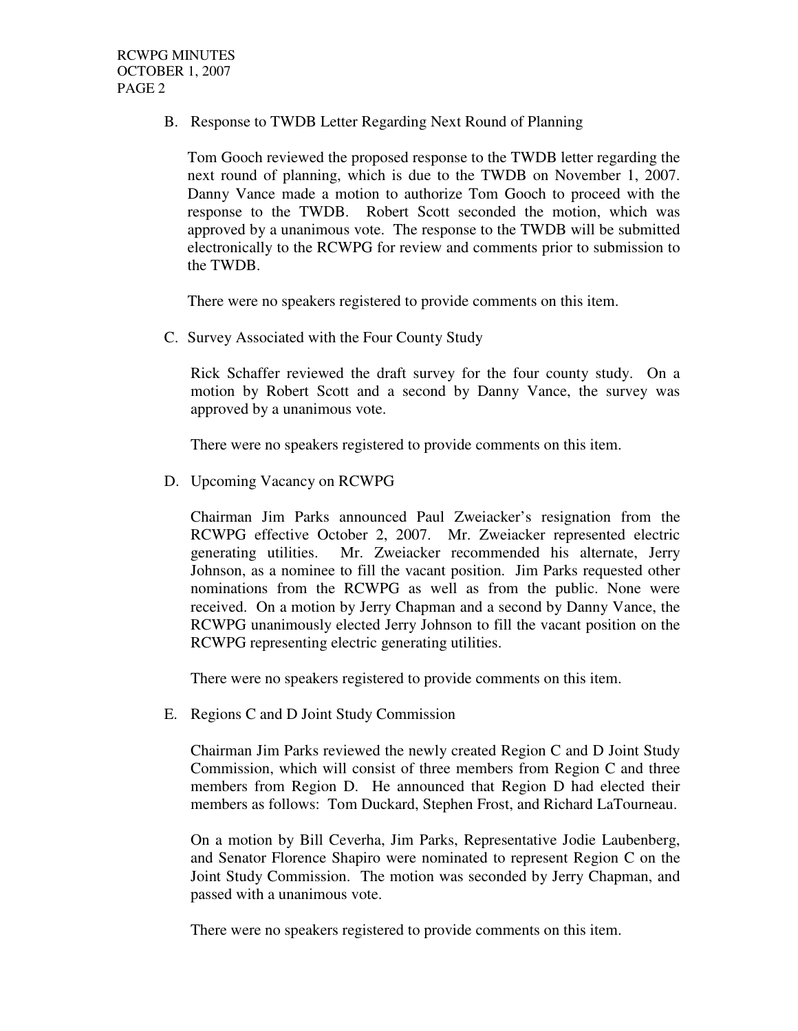B. Response to TWDB Letter Regarding Next Round of Planning

Tom Gooch reviewed the proposed response to the TWDB letter regarding the next round of planning, which is due to the TWDB on November 1, 2007. Danny Vance made a motion to authorize Tom Gooch to proceed with the response to the TWDB. Robert Scott seconded the motion, which was approved by a unanimous vote. The response to the TWDB will be submitted electronically to the RCWPG for review and comments prior to submission to the TWDB.

There were no speakers registered to provide comments on this item.

C. Survey Associated with the Four County Study

Rick Schaffer reviewed the draft survey for the four county study. On a motion by Robert Scott and a second by Danny Vance, the survey was approved by a unanimous vote.

There were no speakers registered to provide comments on this item.

D. Upcoming Vacancy on RCWPG

Chairman Jim Parks announced Paul Zweiacker's resignation from the RCWPG effective October 2, 2007. Mr. Zweiacker represented electric generating utilities. Mr. Zweiacker recommended his alternate, Jerry Johnson, as a nominee to fill the vacant position. Jim Parks requested other nominations from the RCWPG as well as from the public. None were received. On a motion by Jerry Chapman and a second by Danny Vance, the RCWPG unanimously elected Jerry Johnson to fill the vacant position on the RCWPG representing electric generating utilities.

There were no speakers registered to provide comments on this item.

E. Regions C and D Joint Study Commission

Chairman Jim Parks reviewed the newly created Region C and D Joint Study Commission, which will consist of three members from Region C and three members from Region D. He announced that Region D had elected their members as follows: Tom Duckard, Stephen Frost, and Richard LaTourneau.

On a motion by Bill Ceverha, Jim Parks, Representative Jodie Laubenberg, and Senator Florence Shapiro were nominated to represent Region C on the Joint Study Commission. The motion was seconded by Jerry Chapman, and passed with a unanimous vote.

There were no speakers registered to provide comments on this item.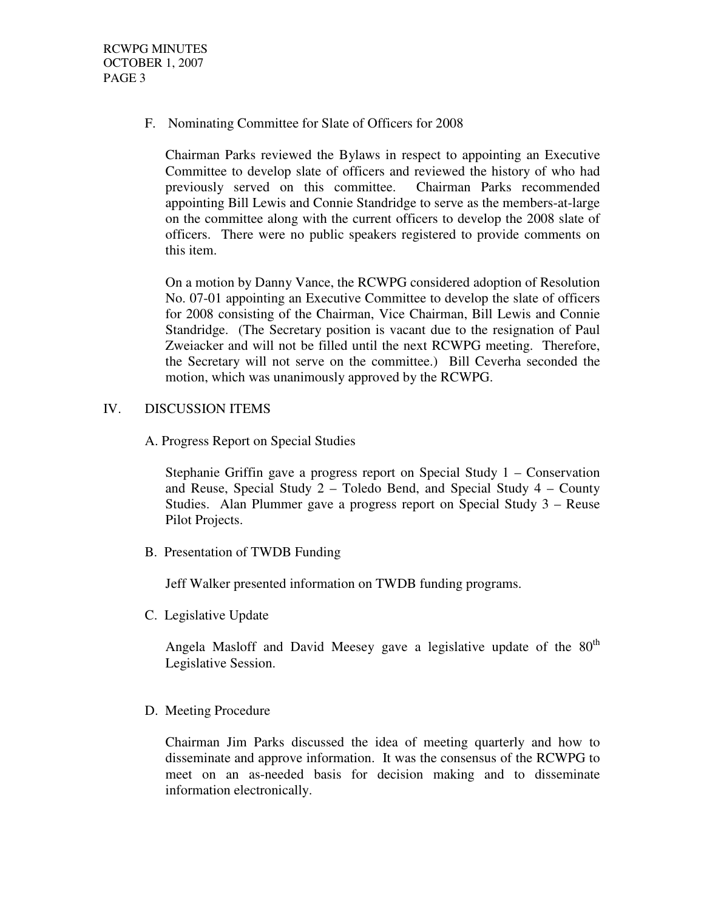F. Nominating Committee for Slate of Officers for 2008

Chairman Parks reviewed the Bylaws in respect to appointing an Executive Committee to develop slate of officers and reviewed the history of who had previously served on this committee. Chairman Parks recommended appointing Bill Lewis and Connie Standridge to serve as the members-at-large on the committee along with the current officers to develop the 2008 slate of officers. There were no public speakers registered to provide comments on this item.

On a motion by Danny Vance, the RCWPG considered adoption of Resolution No. 07-01 appointing an Executive Committee to develop the slate of officers for 2008 consisting of the Chairman, Vice Chairman, Bill Lewis and Connie Standridge. (The Secretary position is vacant due to the resignation of Paul Zweiacker and will not be filled until the next RCWPG meeting. Therefore, the Secretary will not serve on the committee.) Bill Ceverha seconded the motion, which was unanimously approved by the RCWPG.

## IV. DISCUSSION ITEMS

A. Progress Report on Special Studies

Stephanie Griffin gave a progress report on Special Study 1 – Conservation and Reuse, Special Study 2 – Toledo Bend, and Special Study 4 – County Studies. Alan Plummer gave a progress report on Special Study 3 – Reuse Pilot Projects.

B. Presentation of TWDB Funding

Jeff Walker presented information on TWDB funding programs.

C. Legislative Update

Angela Masloff and David Meesey gave a legislative update of the 80th Legislative Session.

D. Meeting Procedure

Chairman Jim Parks discussed the idea of meeting quarterly and how to disseminate and approve information. It was the consensus of the RCWPG to meet on an as-needed basis for decision making and to disseminate information electronically.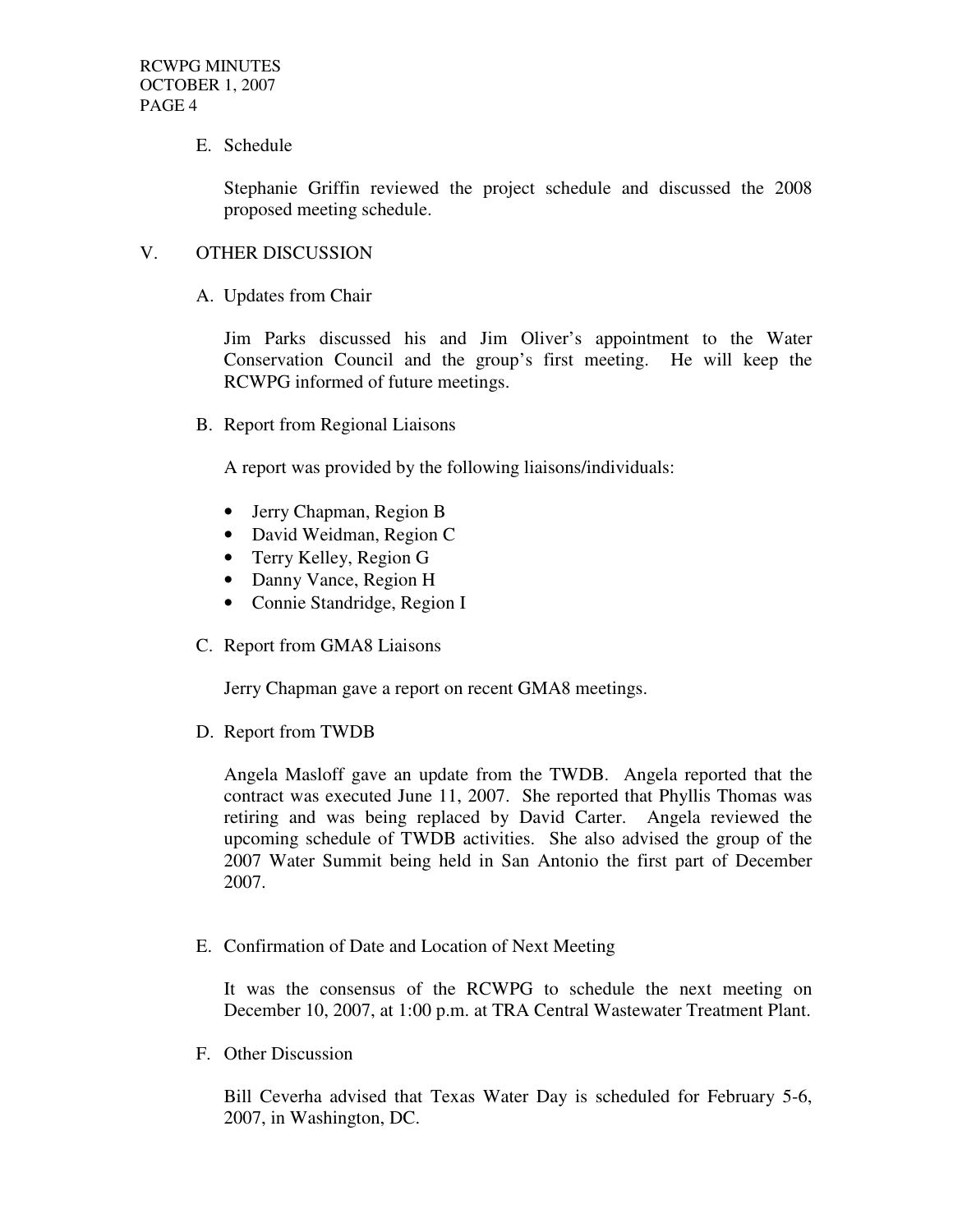E. Schedule

Stephanie Griffin reviewed the project schedule and discussed the 2008 proposed meeting schedule.

V. OTHER DISCUSSION

A. Updates from Chair

Jim Parks discussed his and Jim Oliver's appointment to the Water Conservation Council and the group's first meeting. He will keep the RCWPG informed of future meetings.

B. Report from Regional Liaisons

A report was provided by the following liaisons/individuals:

- Jerry Chapman, Region B
- David Weidman, Region C
- Terry Kelley, Region G
- Danny Vance, Region H
- Connie Standridge, Region I

C. Report from GMA8 Liaisons

Jerry Chapman gave a report on recent GMA8 meetings.

D. Report from TWDB

Angela Masloff gave an update from the TWDB. Angela reported that the contract was executed June 11, 2007. She reported that Phyllis Thomas was retiring and was being replaced by David Carter. Angela reviewed the upcoming schedule of TWDB activities. She also advised the group of the 2007 Water Summit being held in San Antonio the first part of December 2007.

E. Confirmation of Date and Location of Next Meeting

It was the consensus of the RCWPG to schedule the next meeting on December 10, 2007, at 1:00 p.m. at TRA Central Wastewater Treatment Plant.

F. Other Discussion

Bill Ceverha advised that Texas Water Day is scheduled for February 5-6, 2007, in Washington, DC.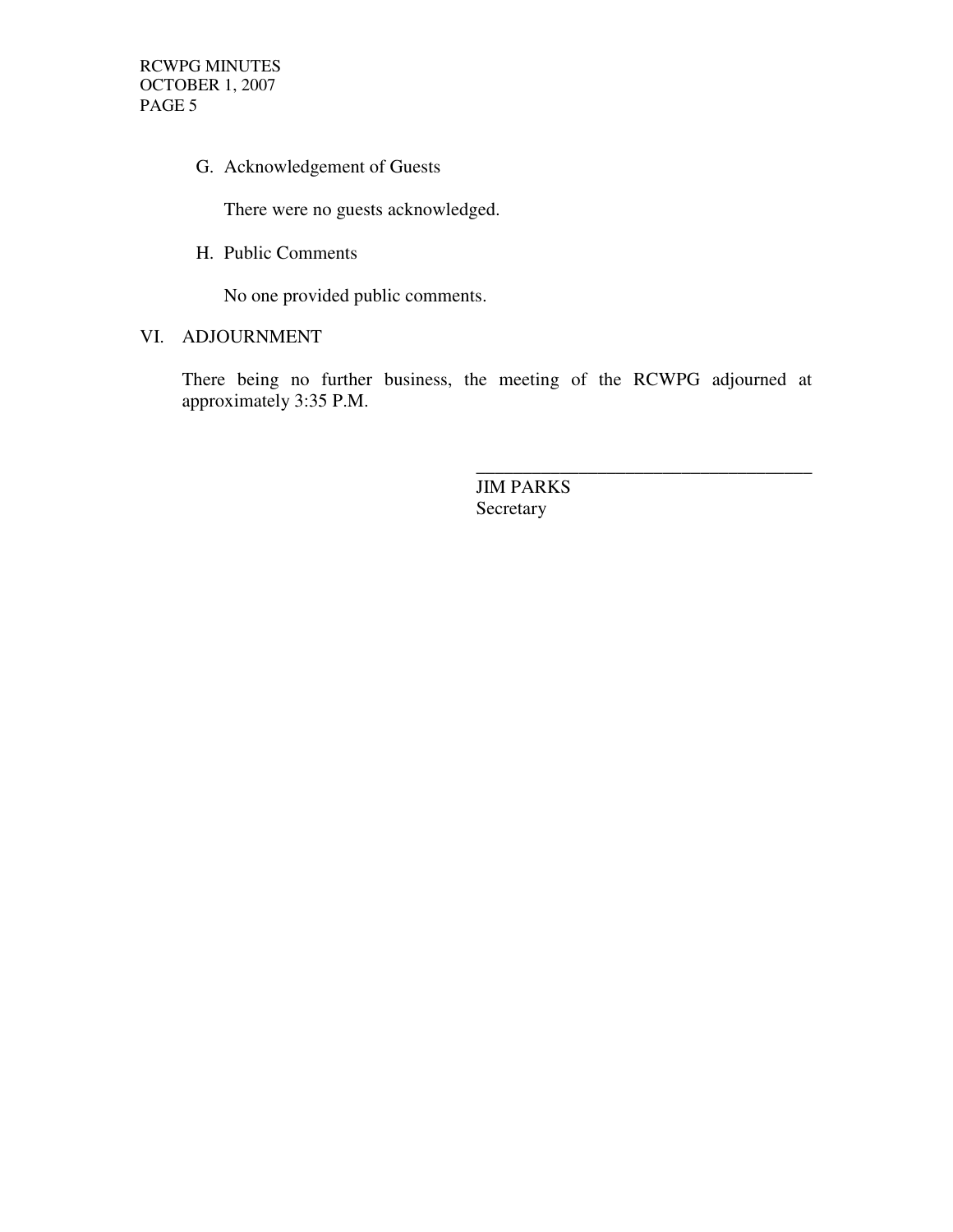G. Acknowledgement of Guests

There were no guests acknowledged.

H. Public Comments

No one provided public comments.

VI. ADJOURNMENT

There being no further business, the meeting of the RCWPG adjourned at approximately 3:35 P.M.

_____________________________________

JIM PARKS
Secretary